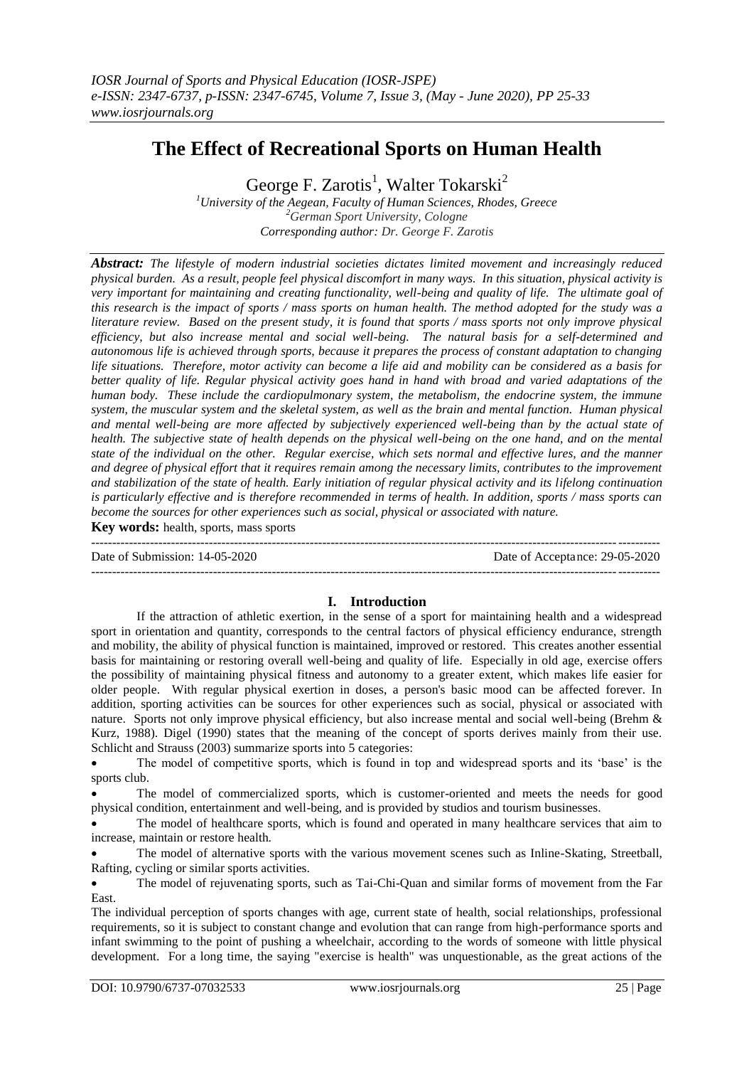# The Effect of Recreational Sports on Human Health

George F. Zarotis[1], Walter Tokarski[2]

[1]University of the Aegean, Faculty of Human Sciences, Rhodes, Greece
[2]German Sport University, Cologne
Corresponding author: Dr. George F. Zarotis

***Abstract:*** *The lifestyle of modern industrial societies dictates limited movement and increasingly reduced physical burden. As a result, people feel physical discomfort in many ways. In this situation, physical activity is very important for maintaining and creating functionality, well-being and quality of life. The ultimate goal of this research is the impact of sports / mass sports on human health. The method adopted for the study was a literature review. Based on the present study, it is found that sports / mass sports not only improve physical efficiency, but also increase mental and social well-being. The natural basis for a self-determined and autonomous life is achieved through sports, because it prepares the process of constant adaptation to changing life situations. Therefore, motor activity can become a life aid and mobility can be considered as a basis for better quality of life. Regular physical activity goes hand in hand with broad and varied adaptations of the human body. These include the cardiopulmonary system, the metabolism, the endocrine system, the immune system, the muscular system and the skeletal system, as well as the brain and mental function. Human physical and mental well-being are more affected by subjectively experienced well-being than by the actual state of health. The subjective state of health depends on the physical well-being on the one hand, and on the mental state of the individual on the other. Regular exercise, which sets normal and effective lures, and the manner and degree of physical effort that it requires remain among the necessary limits, contributes to the improvement and stabilization of the state of health. Early initiation of regular physical activity and its lifelong continuation is particularly effective and is therefore recommended in terms of health. In addition, sports / mass sports can become the sources for other experiences such as social, physical or associated with nature.*

**Key words:** health, sports, mass sports

Date of Submission: 14-05-2020 | Date of Acceptance: 29-05-2020

## I. Introduction

If the attraction of athletic exertion, in the sense of a sport for maintaining health and a widespread sport in orientation and quantity, corresponds to the central factors of physical efficiency endurance, strength and mobility, the ability of physical function is maintained, improved or restored. This creates another essential basis for maintaining or restoring overall well-being and quality of life. Especially in old age, exercise offers the possibility of maintaining physical fitness and autonomy to a greater extent, which makes life easier for older people. With regular physical exertion in doses, a person's basic mood can be affected forever. In addition, sporting activities can be sources for other experiences such as social, physical or associated with nature. Sports not only improve physical efficiency, but also increase mental and social well-being (Brehm & Kurz, 1988). Digel (1990) states that the meaning of the concept of sports derives mainly from their use. Schlicht and Strauss (2003) summarize sports into 5 categories:

- The model of competitive sports, which is found in top and widespread sports and its 'base' is the sports club.
- The model of commercialized sports, which is customer-oriented and meets the needs for good physical condition, entertainment and well-being, and is provided by studios and tourism businesses.
- The model of healthcare sports, which is found and operated in many healthcare services that aim to increase, maintain or restore health.
- The model of alternative sports with the various movement scenes such as Inline-Skating, Streetball, Rafting, cycling or similar sports activities.
- The model of rejuvenating sports, such as Tai-Chi-Quan and similar forms of movement from the Far East.

The individual perception of sports changes with age, current state of health, social relationships, professional requirements, so it is subject to constant change and evolution that can range from high-performance sports and infant swimming to the point of pushing a wheelchair, according to the words of someone with little physical development. For a long time, the saying "exercise is health" was unquestionable, as the great actions of the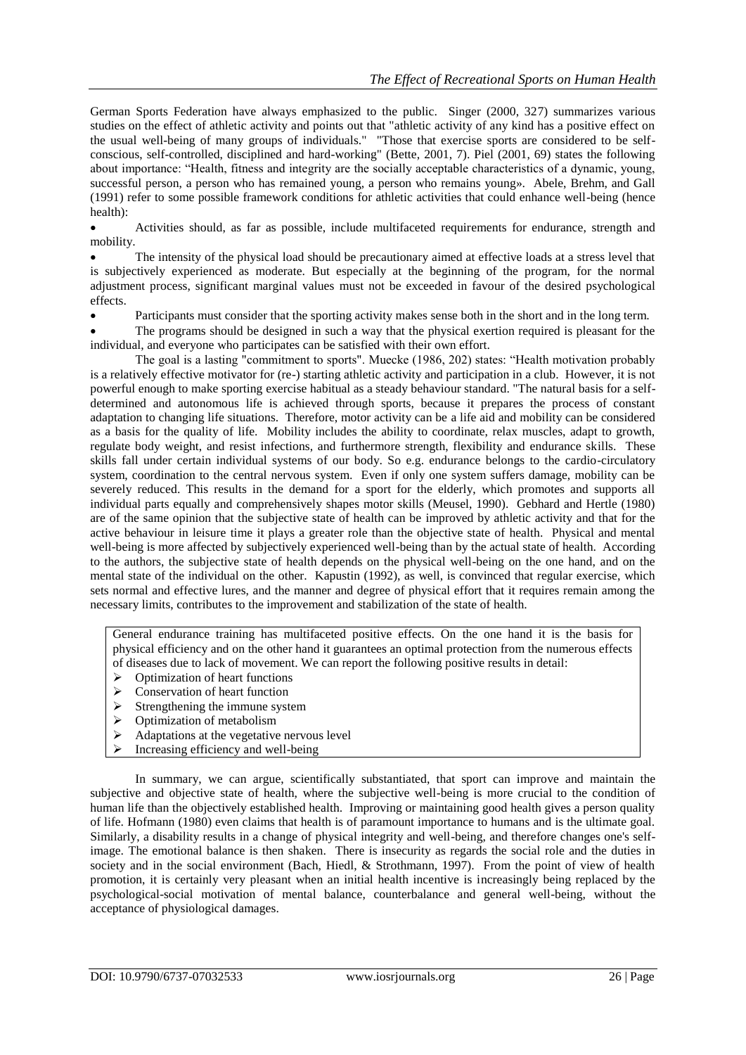German Sports Federation have always emphasized to the public. Singer (2000, 327) summarizes various studies on the effect of athletic activity and points out that "athletic activity of any kind has a positive effect on the usual well-being of many groups of individuals." "Those that exercise sports are considered to be self-conscious, self-controlled, disciplined and hard-working" (Bette, 2001, 7). Piel (2001, 69) states the following about importance: "Health, fitness and integrity are the socially acceptable characteristics of a dynamic, young, successful person, a person who has remained young, a person who remains young». Abele, Brehm, and Gall (1991) refer to some possible framework conditions for athletic activities that could enhance well-being (hence health):

- Activities should, as far as possible, include multifaceted requirements for endurance, strength and mobility.
- The intensity of the physical load should be precautionary aimed at effective loads at a stress level that is subjectively experienced as moderate. But especially at the beginning of the program, for the normal adjustment process, significant marginal values must not be exceeded in favour of the desired psychological effects.
- Participants must consider that the sporting activity makes sense both in the short and in the long term.
- The programs should be designed in such a way that the physical exertion required is pleasant for the individual, and everyone who participates can be satisfied with their own effort.

The goal is a lasting "commitment to sports". Muecke (1986, 202) states: "Health motivation probably is a relatively effective motivator for (re-) starting athletic activity and participation in a club. However, it is not powerful enough to make sporting exercise habitual as a steady behaviour standard. "The natural basis for a self-determined and autonomous life is achieved through sports, because it prepares the process of constant adaptation to changing life situations. Therefore, motor activity can be a life aid and mobility can be considered as a basis for the quality of life. Mobility includes the ability to coordinate, relax muscles, adapt to growth, regulate body weight, and resist infections, and furthermore strength, flexibility and endurance skills. These skills fall under certain individual systems of our body. So e.g. endurance belongs to the cardio-circulatory system, coordination to the central nervous system. Even if only one system suffers damage, mobility can be severely reduced. This results in the demand for a sport for the elderly, which promotes and supports all individual parts equally and comprehensively shapes motor skills (Meusel, 1990). Gebhard and Hertle (1980) are of the same opinion that the subjective state of health can be improved by athletic activity and that for the active behaviour in leisure time it plays a greater role than the objective state of health. Physical and mental well-being is more affected by subjectively experienced well-being than by the actual state of health. According to the authors, the subjective state of health depends on the physical well-being on the one hand, and on the mental state of the individual on the other. Kapustin (1992), as well, is convinced that regular exercise, which sets normal and effective lures, and the manner and degree of physical effort that it requires remain among the necessary limits, contributes to the improvement and stabilization of the state of health.

General endurance training has multifaceted positive effects. On the one hand it is the basis for physical efficiency and on the other hand it guarantees an optimal protection from the numerous effects of diseases due to lack of movement. We can report the following positive results in detail:

- Optimization of heart functions
- Conservation of heart function
- Strengthening the immune system
- Optimization of metabolism
- Adaptations at the vegetative nervous level
- Increasing efficiency and well-being

In summary, we can argue, scientifically substantiated, that sport can improve and maintain the subjective and objective state of health, where the subjective well-being is more crucial to the condition of human life than the objectively established health. Improving or maintaining good health gives a person quality of life. Hofmann (1980) even claims that health is of paramount importance to humans and is the ultimate goal. Similarly, a disability results in a change of physical integrity and well-being, and therefore changes one's self-image. The emotional balance is then shaken. There is insecurity as regards the social role and the duties in society and in the social environment (Bach, Hiedl, & Strothmann, 1997). From the point of view of health promotion, it is certainly very pleasant when an initial health incentive is increasingly being replaced by the psychological-social motivation of mental balance, counterbalance and general well-being, without the acceptance of physiological damages.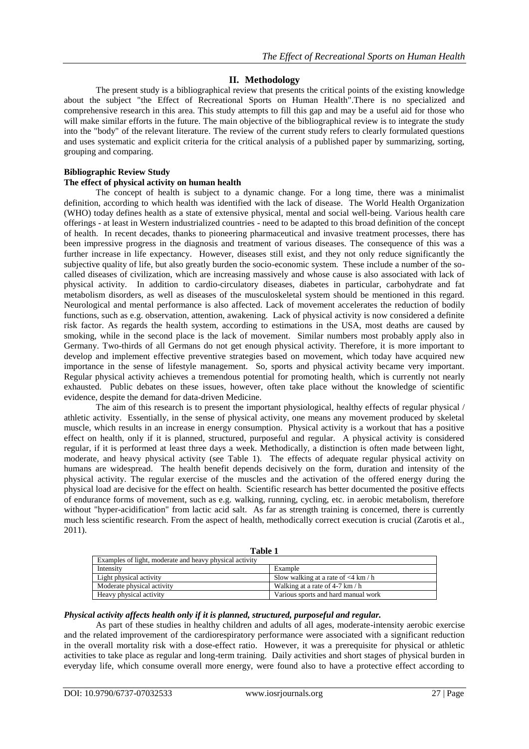## II. Methodology

The present study is a bibliographical review that presents the critical points of the existing knowledge about the subject "the Effect of Recreational Sports on Human Health".There is no specialized and comprehensive research in this area. This study attempts to fill this gap and may be a useful aid for those who will make similar efforts in the future. The main objective of the bibliographical review is to integrate the study into the "body" of the relevant literature. The review of the current study refers to clearly formulated questions and uses systematic and explicit criteria for the critical analysis of a published paper by summarizing, sorting, grouping and comparing.

### Bibliographic Review Study

#### The effect of physical activity on human health

The concept of health is subject to a dynamic change. For a long time, there was a minimalist definition, according to which health was identified with the lack of disease. The World Health Organization (WHO) today defines health as a state of extensive physical, mental and social well-being. Various health care offerings - at least in Western industrialized countries - need to be adapted to this broad definition of the concept of health. In recent decades, thanks to pioneering pharmaceutical and invasive treatment processes, there has been impressive progress in the diagnosis and treatment of various diseases. The consequence of this was a further increase in life expectancy. However, diseases still exist, and they not only reduce significantly the subjective quality of life, but also greatly burden the socio-economic system. These include a number of the so-called diseases of civilization, which are increasing massively and whose cause is also associated with lack of physical activity. In addition to cardio-circulatory diseases, diabetes in particular, carbohydrate and fat metabolism disorders, as well as diseases of the musculoskeletal system should be mentioned in this regard. Neurological and mental performance is also affected. Lack of movement accelerates the reduction of bodily functions, such as e.g. observation, attention, awakening. Lack of physical activity is now considered a definite risk factor. As regards the health system, according to estimations in the USA, most deaths are caused by smoking, while in the second place is the lack of movement. Similar numbers most probably apply also in Germany. Two-thirds of all Germans do not get enough physical activity. Therefore, it is more important to develop and implement effective preventive strategies based on movement, which today have acquired new importance in the sense of lifestyle management. So, sports and physical activity became very important. Regular physical activity achieves a tremendous potential for promoting health, which is currently not nearly exhausted. Public debates on these issues, however, often take place without the knowledge of scientific evidence, despite the demand for data-driven Medicine.

The aim of this research is to present the important physiological, healthy effects of regular physical / athletic activity. Essentially, in the sense of physical activity, one means any movement produced by skeletal muscle, which results in an increase in energy consumption. Physical activity is a workout that has a positive effect on health, only if it is planned, structured, purposeful and regular. A physical activity is considered regular, if it is performed at least three days a week. Methodically, a distinction is often made between light, moderate, and heavy physical activity (see Table 1). The effects of adequate regular physical activity on humans are widespread. The health benefit depends decisively on the form, duration and intensity of the physical activity. The regular exercise of the muscles and the activation of the offered energy during the physical load are decisive for the effect on health. Scientific research has better documented the positive effects of endurance forms of movement, such as e.g. walking, running, cycling, etc. in aerobic metabolism, therefore without "hyper-acidification" from lactic acid salt. As far as strength training is concerned, there is currently much less scientific research. From the aspect of health, methodically correct execution is crucial (Zarotis et al., 2011).

**Table 1**

| Examples of light, moderate and heavy physical activity | |
|---|---|
| Intensity | Example |
| Light physical activity | Slow walking at a rate of <4 km / h |
| Moderate physical activity | Walking at a rate of 4-7 km / h |
| Heavy physical activity | Various sports and hard manual work |

***Physical activity affects health only if it is planned, structured, purposeful and regular.***

As part of these studies in healthy children and adults of all ages, moderate-intensity aerobic exercise and the related improvement of the cardiorespiratory performance were associated with a significant reduction in the overall mortality risk with a dose-effect ratio. However, it was a prerequisite for physical or athletic activities to take place as regular and long-term training. Daily activities and short stages of physical burden in everyday life, which consume overall more energy, were found also to have a protective effect according to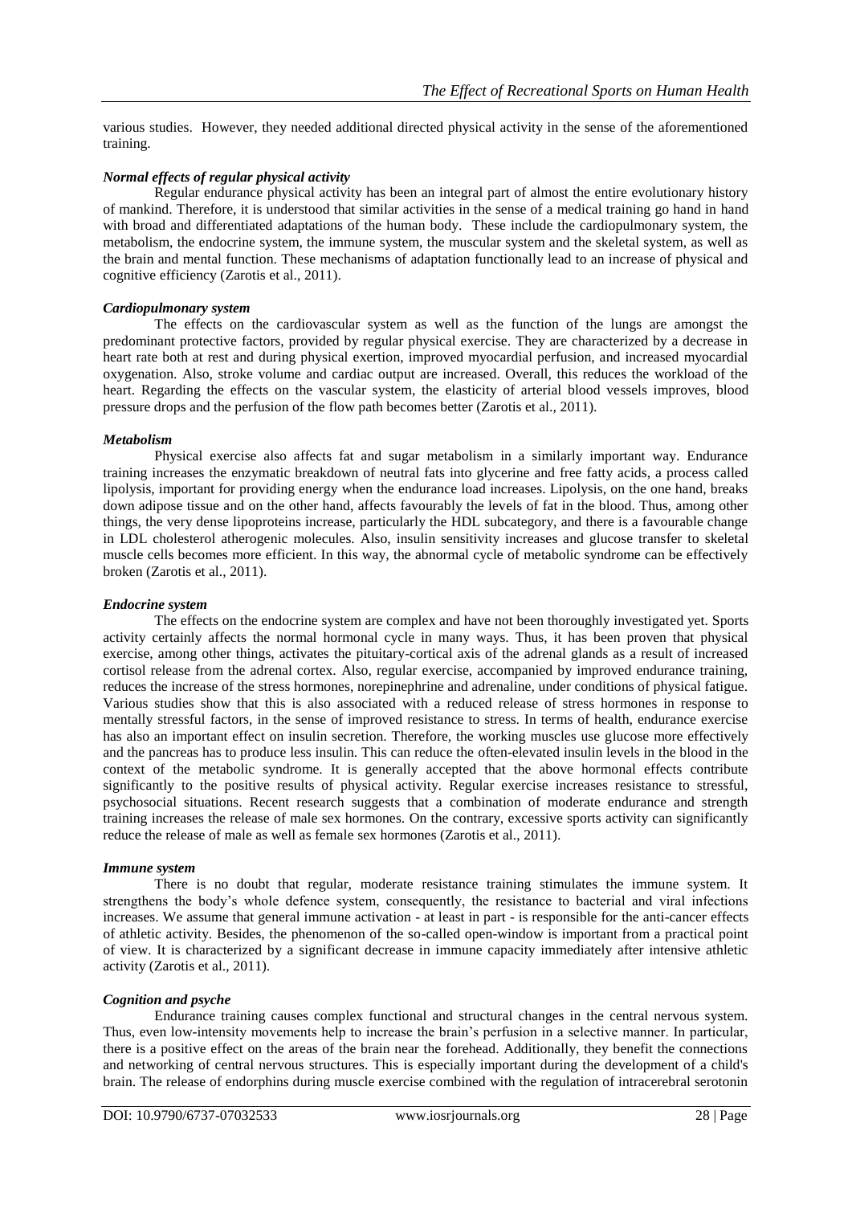various studies. However, they needed additional directed physical activity in the sense of the aforementioned training.

***Normal effects of regular physical activity***

Regular endurance physical activity has been an integral part of almost the entire evolutionary history of mankind. Therefore, it is understood that similar activities in the sense of a medical training go hand in hand with broad and differentiated adaptations of the human body. These include the cardiopulmonary system, the metabolism, the endocrine system, the immune system, the muscular system and the skeletal system, as well as the brain and mental function. These mechanisms of adaptation functionally lead to an increase of physical and cognitive efficiency (Zarotis et al., 2011).

***Cardiopulmonary system***

The effects on the cardiovascular system as well as the function of the lungs are amongst the predominant protective factors, provided by regular physical exercise. They are characterized by a decrease in heart rate both at rest and during physical exertion, improved myocardial perfusion, and increased myocardial oxygenation. Also, stroke volume and cardiac output are increased. Overall, this reduces the workload of the heart. Regarding the effects on the vascular system, the elasticity of arterial blood vessels improves, blood pressure drops and the perfusion of the flow path becomes better (Zarotis et al., 2011).

***Metabolism***

Physical exercise also affects fat and sugar metabolism in a similarly important way. Endurance training increases the enzymatic breakdown of neutral fats into glycerine and free fatty acids, a process called lipolysis, important for providing energy when the endurance load increases. Lipolysis, on the one hand, breaks down adipose tissue and on the other hand, affects favourably the levels of fat in the blood. Thus, among other things, the very dense lipoproteins increase, particularly the HDL subcategory, and there is a favourable change in LDL cholesterol atherogenic molecules. Also, insulin sensitivity increases and glucose transfer to skeletal muscle cells becomes more efficient. In this way, the abnormal cycle of metabolic syndrome can be effectively broken (Zarotis et al., 2011).

***Endocrine system***

The effects on the endocrine system are complex and have not been thoroughly investigated yet. Sports activity certainly affects the normal hormonal cycle in many ways. Thus, it has been proven that physical exercise, among other things, activates the pituitary-cortical axis of the adrenal glands as a result of increased cortisol release from the adrenal cortex. Also, regular exercise, accompanied by improved endurance training, reduces the increase of the stress hormones, norepinephrine and adrenaline, under conditions of physical fatigue. Various studies show that this is also associated with a reduced release of stress hormones in response to mentally stressful factors, in the sense of improved resistance to stress. In terms of health, endurance exercise has also an important effect on insulin secretion. Therefore, the working muscles use glucose more effectively and the pancreas has to produce less insulin. This can reduce the often-elevated insulin levels in the blood in the context of the metabolic syndrome. It is generally accepted that the above hormonal effects contribute significantly to the positive results of physical activity. Regular exercise increases resistance to stressful, psychosocial situations. Recent research suggests that a combination of moderate endurance and strength training increases the release of male sex hormones. On the contrary, excessive sports activity can significantly reduce the release of male as well as female sex hormones (Zarotis et al., 2011).

***Immune system***

There is no doubt that regular, moderate resistance training stimulates the immune system. It strengthens the body's whole defence system, consequently, the resistance to bacterial and viral infections increases. We assume that general immune activation - at least in part - is responsible for the anti-cancer effects of athletic activity. Besides, the phenomenon of the so-called open-window is important from a practical point of view. It is characterized by a significant decrease in immune capacity immediately after intensive athletic activity (Zarotis et al., 2011).

***Cognition and psyche***

Endurance training causes complex functional and structural changes in the central nervous system. Thus, even low-intensity movements help to increase the brain's perfusion in a selective manner. In particular, there is a positive effect on the areas of the brain near the forehead. Additionally, they benefit the connections and networking of central nervous structures. This is especially important during the development of a child's brain. The release of endorphins during muscle exercise combined with the regulation of intracerebral serotonin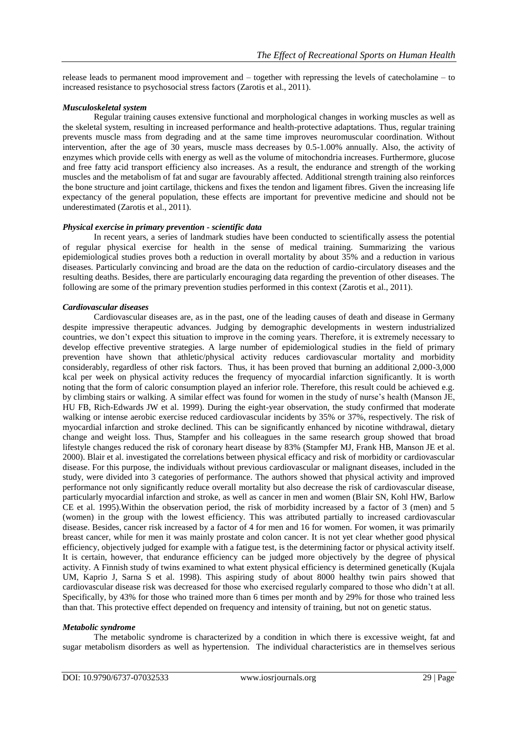release leads to permanent mood improvement and – together with repressing the levels of catecholamine – to increased resistance to psychosocial stress factors (Zarotis et al., 2011).

### *Musculoskeletal system*

Regular training causes extensive functional and morphological changes in working muscles as well as the skeletal system, resulting in increased performance and health-protective adaptations. Thus, regular training prevents muscle mass from degrading and at the same time improves neuromuscular coordination. Without intervention, after the age of 30 years, muscle mass decreases by 0.5-1.00% annually. Also, the activity of enzymes which provide cells with energy as well as the volume of mitochondria increases. Furthermore, glucose and free fatty acid transport efficiency also increases. As a result, the endurance and strength of the working muscles and the metabolism of fat and sugar are favourably affected. Additional strength training also reinforces the bone structure and joint cartilage, thickens and fixes the tendon and ligament fibres. Given the increasing life expectancy of the general population, these effects are important for preventive medicine and should not be underestimated (Zarotis et al., 2011).

### *Physical exercise in primary prevention - scientific data*

In recent years, a series of landmark studies have been conducted to scientifically assess the potential of regular physical exercise for health in the sense of medical training. Summarizing the various epidemiological studies proves both a reduction in overall mortality by about 35% and a reduction in various diseases. Particularly convincing and broad are the data on the reduction of cardio-circulatory diseases and the resulting deaths. Besides, there are particularly encouraging data regarding the prevention of other diseases. The following are some of the primary prevention studies performed in this context (Zarotis et al., 2011).

### *Cardiovascular diseases*

Cardiovascular diseases are, as in the past, one of the leading causes of death and disease in Germany despite impressive therapeutic advances. Judging by demographic developments in western industrialized countries, we don't expect this situation to improve in the coming years. Therefore, it is extremely necessary to develop effective preventive strategies. A large number of epidemiological studies in the field of primary prevention have shown that athletic/physical activity reduces cardiovascular mortality and morbidity considerably, regardless of other risk factors. Thus, it has been proved that burning an additional 2,000-3,000 kcal per week on physical activity reduces the frequency of myocardial infarction significantly. It is worth noting that the form of caloric consumption played an inferior role. Therefore, this result could be achieved e.g. by climbing stairs or walking. A similar effect was found for women in the study of nurse's health (Manson JE, HU FB, Rich-Edwards JW et al. 1999). During the eight-year observation, the study confirmed that moderate walking or intense aerobic exercise reduced cardiovascular incidents by 35% or 37%, respectively. The risk of myocardial infarction and stroke declined. This can be significantly enhanced by nicotine withdrawal, dietary change and weight loss. Thus, Stampfer and his colleagues in the same research group showed that broad lifestyle changes reduced the risk of coronary heart disease by 83% (Stampfer MJ, Frank HB, Manson JE et al. 2000). Blair et al. investigated the correlations between physical efficacy and risk of morbidity or cardiovascular disease. For this purpose, the individuals without previous cardiovascular or malignant diseases, included in the study, were divided into 3 categories of performance. The authors showed that physical activity and improved performance not only significantly reduce overall mortality but also decrease the risk of cardiovascular disease, particularly myocardial infarction and stroke, as well as cancer in men and women (Blair SN, Kohl HW, Barlow CE et al. 1995).Within the observation period, the risk of morbidity increased by a factor of 3 (men) and 5 (women) in the group with the lowest efficiency. This was attributed partially to increased cardiovascular disease. Besides, cancer risk increased by a factor of 4 for men and 16 for women. For women, it was primarily breast cancer, while for men it was mainly prostate and colon cancer. It is not yet clear whether good physical efficiency, objectively judged for example with a fatigue test, is the determining factor or physical activity itself. It is certain, however, that endurance efficiency can be judged more objectively by the degree of physical activity. A Finnish study of twins examined to what extent physical efficiency is determined genetically (Kujala UM, Kaprio J, Sarna S et al. 1998). This aspiring study of about 8000 healthy twin pairs showed that cardiovascular disease risk was decreased for those who exercised regularly compared to those who didn't at all. Specifically, by 43% for those who trained more than 6 times per month and by 29% for those who trained less than that. This protective effect depended on frequency and intensity of training, but not on genetic status.

### *Metabolic syndrome*

The metabolic syndrome is characterized by a condition in which there is excessive weight, fat and sugar metabolism disorders as well as hypertension. The individual characteristics are in themselves serious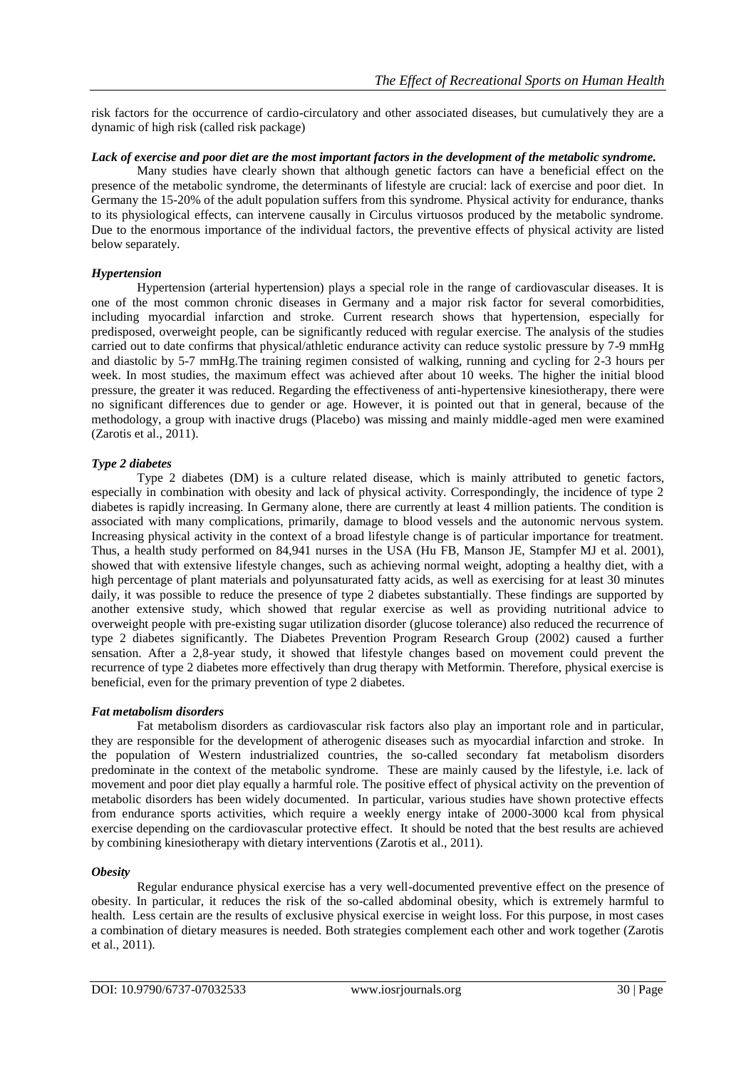risk factors for the occurrence of cardio-circulatory and other associated diseases, but cumulatively they are a dynamic of high risk (called risk package)

***Lack of exercise and poor diet are the most important factors in the development of the metabolic syndrome.***

Many studies have clearly shown that although genetic factors can have a beneficial effect on the presence of the metabolic syndrome, the determinants of lifestyle are crucial: lack of exercise and poor diet. In Germany the 15-20% of the adult population suffers from this syndrome. Physical activity for endurance, thanks to its physiological effects, can intervene causally in Circulus virtuosos produced by the metabolic syndrome. Due to the enormous importance of the individual factors, the preventive effects of physical activity are listed below separately.

***Hypertension***

Hypertension (arterial hypertension) plays a special role in the range of cardiovascular diseases. It is one of the most common chronic diseases in Germany and a major risk factor for several comorbidities, including myocardial infarction and stroke. Current research shows that hypertension, especially for predisposed, overweight people, can be significantly reduced with regular exercise. The analysis of the studies carried out to date confirms that physical/athletic endurance activity can reduce systolic pressure by 7-9 mmHg and diastolic by 5-7 mmHg.The training regimen consisted of walking, running and cycling for 2-3 hours per week. In most studies, the maximum effect was achieved after about 10 weeks. The higher the initial blood pressure, the greater it was reduced. Regarding the effectiveness of anti-hypertensive kinesiotherapy, there were no significant differences due to gender or age. However, it is pointed out that in general, because of the methodology, a group with inactive drugs (Placebo) was missing and mainly middle-aged men were examined (Zarotis et al., 2011).

***Type 2 diabetes***

Type 2 diabetes (DM) is a culture related disease, which is mainly attributed to genetic factors, especially in combination with obesity and lack of physical activity. Correspondingly, the incidence of type 2 diabetes is rapidly increasing. In Germany alone, there are currently at least 4 million patients. The condition is associated with many complications, primarily, damage to blood vessels and the autonomic nervous system. Increasing physical activity in the context of a broad lifestyle change is of particular importance for treatment. Thus, a health study performed on 84,941 nurses in the USA (Hu FB, Manson JE, Stampfer MJ et al. 2001), showed that with extensive lifestyle changes, such as achieving normal weight, adopting a healthy diet, with a high percentage of plant materials and polyunsaturated fatty acids, as well as exercising for at least 30 minutes daily, it was possible to reduce the presence of type 2 diabetes substantially. These findings are supported by another extensive study, which showed that regular exercise as well as providing nutritional advice to overweight people with pre-existing sugar utilization disorder (glucose tolerance) also reduced the recurrence of type 2 diabetes significantly. The Diabetes Prevention Program Research Group (2002) caused a further sensation. After a 2,8-year study, it showed that lifestyle changes based on movement could prevent the recurrence of type 2 diabetes more effectively than drug therapy with Metformin. Therefore, physical exercise is beneficial, even for the primary prevention of type 2 diabetes.

***Fat metabolism disorders***

Fat metabolism disorders as cardiovascular risk factors also play an important role and in particular, they are responsible for the development of atherogenic diseases such as myocardial infarction and stroke. In the population of Western industrialized countries, the so-called secondary fat metabolism disorders predominate in the context of the metabolic syndrome. These are mainly caused by the lifestyle, i.e. lack of movement and poor diet play equally a harmful role. The positive effect of physical activity on the prevention of metabolic disorders has been widely documented. In particular, various studies have shown protective effects from endurance sports activities, which require a weekly energy intake of 2000-3000 kcal from physical exercise depending on the cardiovascular protective effect. It should be noted that the best results are achieved by combining kinesiotherapy with dietary interventions (Zarotis et al., 2011).

***Obesity***

Regular endurance physical exercise has a very well-documented preventive effect on the presence of obesity. In particular, it reduces the risk of the so-called abdominal obesity, which is extremely harmful to health. Less certain are the results of exclusive physical exercise in weight loss. For this purpose, in most cases a combination of dietary measures is needed. Both strategies complement each other and work together (Zarotis et al., 2011).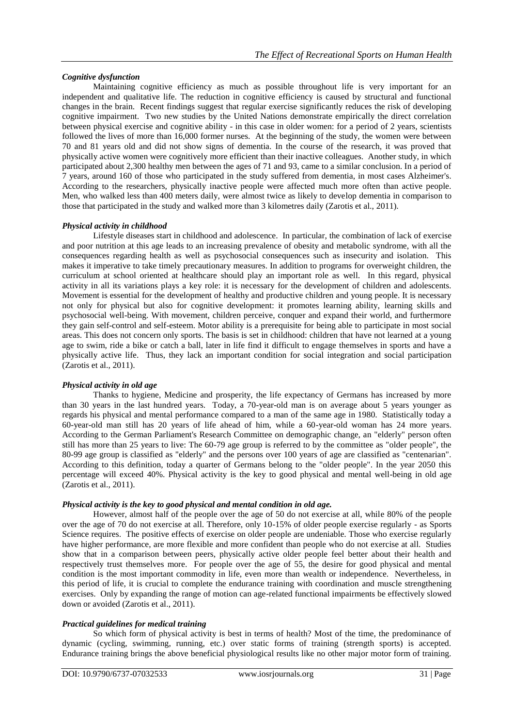### *Cognitive dysfunction*

Maintaining cognitive efficiency as much as possible throughout life is very important for an independent and qualitative life. The reduction in cognitive efficiency is caused by structural and functional changes in the brain. Recent findings suggest that regular exercise significantly reduces the risk of developing cognitive impairment. Two new studies by the United Nations demonstrate empirically the direct correlation between physical exercise and cognitive ability - in this case in older women: for a period of 2 years, scientists followed the lives of more than 16,000 former nurses. At the beginning of the study, the women were between 70 and 81 years old and did not show signs of dementia. In the course of the research, it was proved that physically active women were cognitively more efficient than their inactive colleagues. Another study, in which participated about 2,300 healthy men between the ages of 71 and 93, came to a similar conclusion. In a period of 7 years, around 160 of those who participated in the study suffered from dementia, in most cases Alzheimer's. According to the researchers, physically inactive people were affected much more often than active people. Men, who walked less than 400 meters daily, were almost twice as likely to develop dementia in comparison to those that participated in the study and walked more than 3 kilometres daily (Zarotis et al., 2011).

### *Physical activity in childhood*

Lifestyle diseases start in childhood and adolescence. In particular, the combination of lack of exercise and poor nutrition at this age leads to an increasing prevalence of obesity and metabolic syndrome, with all the consequences regarding health as well as psychosocial consequences such as insecurity and isolation. This makes it imperative to take timely precautionary measures. In addition to programs for overweight children, the curriculum at school oriented at healthcare should play an important role as well. In this regard, physical activity in all its variations plays a key role: it is necessary for the development of children and adolescents. Movement is essential for the development of healthy and productive children and young people. It is necessary not only for physical but also for cognitive development: it promotes learning ability, learning skills and psychosocial well-being. With movement, children perceive, conquer and expand their world, and furthermore they gain self-control and self-esteem. Motor ability is a prerequisite for being able to participate in most social areas. This does not concern only sports. The basis is set in childhood: children that have not learned at a young age to swim, ride a bike or catch a ball, later in life find it difficult to engage themselves in sports and have a physically active life. Thus, they lack an important condition for social integration and social participation (Zarotis et al., 2011).

### *Physical activity in old age*

Thanks to hygiene, Medicine and prosperity, the life expectancy of Germans has increased by more than 30 years in the last hundred years. Today, a 70-year-old man is on average about 5 years younger as regards his physical and mental performance compared to a man of the same age in 1980. Statistically today a 60-year-old man still has 20 years of life ahead of him, while a 60-year-old woman has 24 more years. According to the German Parliament's Research Committee on demographic change, an "elderly" person often still has more than 25 years to live: The 60-79 age group is referred to by the committee as "older people", the 80-99 age group is classified as "elderly" and the persons over 100 years of age are classified as "centenarian". According to this definition, today a quarter of Germans belong to the "older people". In the year 2050 this percentage will exceed 40%. Physical activity is the key to good physical and mental well-being in old age (Zarotis et al., 2011).

### *Physical activity is the key to good physical and mental condition in old age.*

However, almost half of the people over the age of 50 do not exercise at all, while 80% of the people over the age of 70 do not exercise at all. Therefore, only 10-15% of older people exercise regularly - as Sports Science requires. The positive effects of exercise on older people are undeniable. Those who exercise regularly have higher performance, are more flexible and more confident than people who do not exercise at all. Studies show that in a comparison between peers, physically active older people feel better about their health and respectively trust themselves more. For people over the age of 55, the desire for good physical and mental condition is the most important commodity in life, even more than wealth or independence. Nevertheless, in this period of life, it is crucial to complete the endurance training with coordination and muscle strengthening exercises. Only by expanding the range of motion can age-related functional impairments be effectively slowed down or avoided (Zarotis et al., 2011).

### *Practical guidelines for medical training*

So which form of physical activity is best in terms of health? Most of the time, the predominance of dynamic (cycling, swimming, running, etc.) over static forms of training (strength sports) is accepted. Endurance training brings the above beneficial physiological results like no other major motor form of training.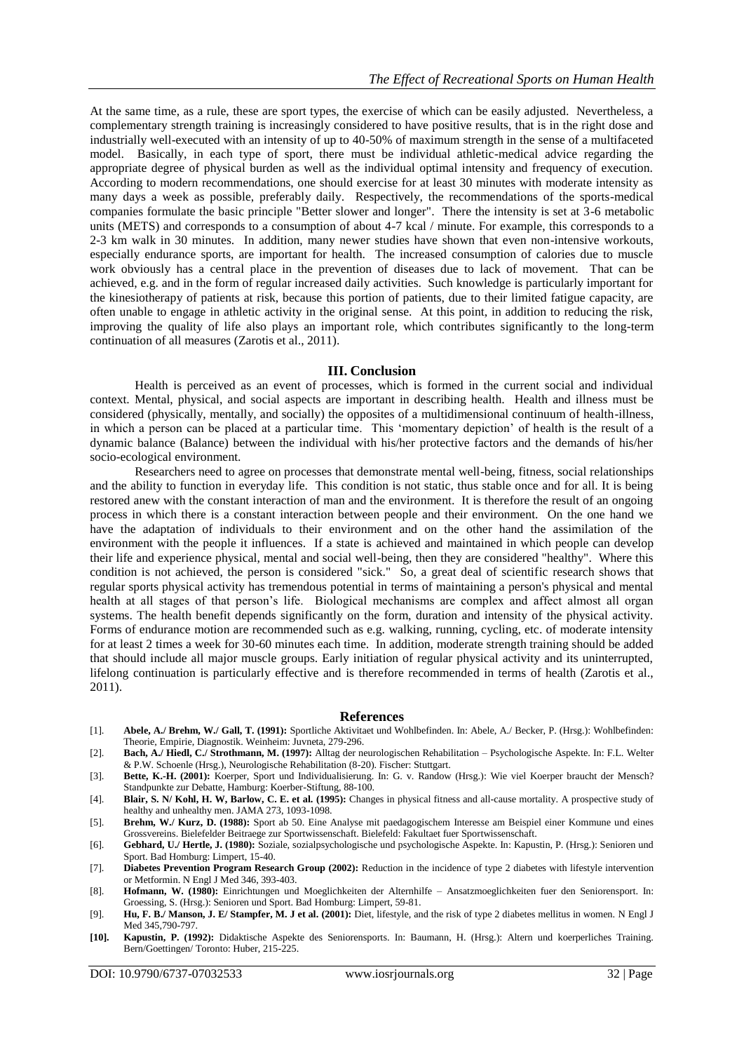At the same time, as a rule, these are sport types, the exercise of which can be easily adjusted. Nevertheless, a complementary strength training is increasingly considered to have positive results, that is in the right dose and industrially well-executed with an intensity of up to 40-50% of maximum strength in the sense of a multifaceted model. Basically, in each type of sport, there must be individual athletic-medical advice regarding the appropriate degree of physical burden as well as the individual optimal intensity and frequency of execution. According to modern recommendations, one should exercise for at least 30 minutes with moderate intensity as many days a week as possible, preferably daily. Respectively, the recommendations of the sports-medical companies formulate the basic principle "Better slower and longer". There the intensity is set at 3-6 metabolic units (METS) and corresponds to a consumption of about 4-7 kcal / minute. For example, this corresponds to a 2-3 km walk in 30 minutes. In addition, many newer studies have shown that even non-intensive workouts, especially endurance sports, are important for health. The increased consumption of calories due to muscle work obviously has a central place in the prevention of diseases due to lack of movement. That can be achieved, e.g. and in the form of regular increased daily activities. Such knowledge is particularly important for the kinesiotherapy of patients at risk, because this portion of patients, due to their limited fatigue capacity, are often unable to engage in athletic activity in the original sense. At this point, in addition to reducing the risk, improving the quality of life also plays an important role, which contributes significantly to the long-term continuation of all measures (Zarotis et al., 2011).

## III. Conclusion

Health is perceived as an event of processes, which is formed in the current social and individual context. Mental, physical, and social aspects are important in describing health. Health and illness must be considered (physically, mentally, and socially) the opposites of a multidimensional continuum of health-illness, in which a person can be placed at a particular time. This 'momentary depiction' of health is the result of a dynamic balance (Balance) between the individual with his/her protective factors and the demands of his/her socio-ecological environment.

Researchers need to agree on processes that demonstrate mental well-being, fitness, social relationships and the ability to function in everyday life. This condition is not static, thus stable once and for all. It is being restored anew with the constant interaction of man and the environment. It is therefore the result of an ongoing process in which there is a constant interaction between people and their environment. On the one hand we have the adaptation of individuals to their environment and on the other hand the assimilation of the environment with the people it influences. If a state is achieved and maintained in which people can develop their life and experience physical, mental and social well-being, then they are considered "healthy". Where this condition is not achieved, the person is considered "sick." So, a great deal of scientific research shows that regular sports physical activity has tremendous potential in terms of maintaining a person's physical and mental health at all stages of that person's life. Biological mechanisms are complex and affect almost all organ systems. The health benefit depends significantly on the form, duration and intensity of the physical activity. Forms of endurance motion are recommended such as e.g. walking, running, cycling, etc. of moderate intensity for at least 2 times a week for 30-60 minutes each time. In addition, moderate strength training should be added that should include all major muscle groups. Early initiation of regular physical activity and its uninterrupted, lifelong continuation is particularly effective and is therefore recommended in terms of health (Zarotis et al., 2011).

## References

[1]. **Abele, A./ Brehm, W./ Gall, T. (1991):** Sportliche Aktivitaet und Wohlbefinden. In: Abele, A./ Becker, P. (Hrsg.): Wohlbefinden: Theorie, Empirie, Diagnostik. Weinheim: Juvneta, 279-296.

[2]. **Bach, A./ Hiedl, C./ Strothmann, M. (1997):** Alltag der neurologischen Rehabilitation – Psychologische Aspekte. In: F.L. Welter & P.W. Schoenle (Hrsg.), Neurologische Rehabilitation (8-20). Fischer: Stuttgart.

[3]. **Bette, K.-H. (2001):** Koerper, Sport und Individualisierung. In: G. v. Randow (Hrsg.): Wie viel Koerper braucht der Mensch? Standpunkte zur Debatte, Hamburg: Koerber-Stiftung, 88-100.

[4]. **Blair, S. N/ Kohl, H. W, Barlow, C. E. et al. (1995):** Changes in physical fitness and all-cause mortality. A prospective study of healthy and unhealthy men. JAMA 273, 1093-1098.

[5]. **Brehm, W./ Kurz, D. (1988):** Sport ab 50. Eine Analyse mit paedagogischem Interesse am Beispiel einer Kommune und eines Grossvereins. Bielefelder Beitraege zur Sportwissenschaft. Bielefeld: Fakultaet fuer Sportwissenschaft.

[6]. **Gebhard, U./ Hertle, J. (1980):** Soziale, sozialpsychologische und psychologische Aspekte. In: Kapustin, P. (Hrsg.): Senioren und Sport. Bad Homburg: Limpert, 15-40.

[7]. **Diabetes Prevention Program Research Group (2002):** Reduction in the incidence of type 2 diabetes with lifestyle intervention or Metformin. N Engl J Med 346, 393-403.

[8]. **Hofmann, W. (1980):** Einrichtungen und Moeglichkeiten der Alternhilfe – Ansatzmoeglichkeiten fuer den Seniorensport. In: Groessing, S. (Hrsg.): Senioren und Sport. Bad Homburg: Limpert, 59-81.

[9]. **Hu, F. B./ Manson, J. E/ Stampfer, M. J et al. (2001):** Diet, lifestyle, and the risk of type 2 diabetes mellitus in women. N Engl J Med 345,790-797.

**[10].** **Kapustin, P. (1992):** Didaktische Aspekte des Seniorensports. In: Baumann, H. (Hrsg.): Altern und koerperliches Training. Bern/Goettingen/ Toronto: Huber, 215-225.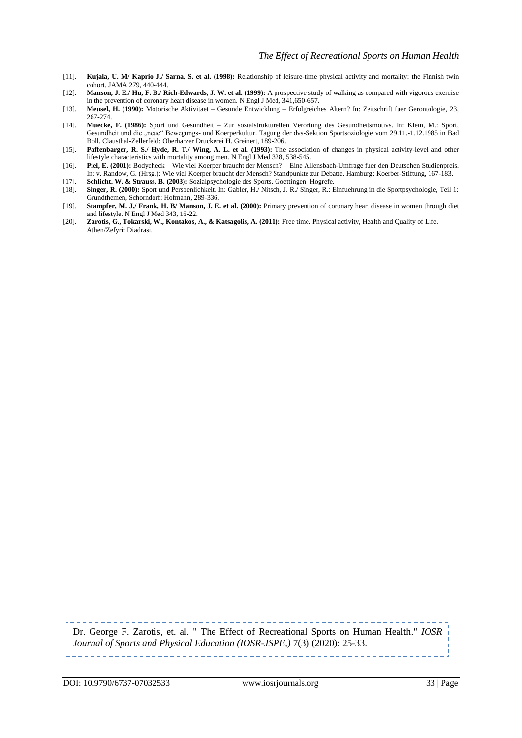[11]. **Kujala, U. M/ Kaprio J./ Sarna, S. et al. (1998):** Relationship of leisure-time physical activity and mortality: the Finnish twin cohort. JAMA 279, 440-444.

[12]. **Manson, J. E./ Hu, F. B./ Rich-Edwards, J. W. et al. (1999):** A prospective study of walking as compared with vigorous exercise in the prevention of coronary heart disease in women. N Engl J Med, 341,650-657.

[13]. **Meusel, H. (1990):** Motorische Aktivitaet – Gesunde Entwicklung – Erfolgreiches Altern? In: Zeitschrift fuer Gerontologie, 23, 267-274.

[14]. **Muecke, F. (1986):** Sport und Gesundheit – Zur sozialstrukturellen Verortung des Gesundheitsmotivs. In: Klein, M.: Sport, Gesundheit und die „neue" Bewegungs- und Koerperkultur. Tagung der dvs-Sektion Sportsoziologie vom 29.11.-1.12.1985 in Bad Boll. Clausthal-Zellerfeld: Oberharzer Druckerei H. Greinert, 189-206.

[15]. **Paffenbarger, R. S./ Hyde, R. T./ Wing, A. L. et al. (1993):** The association of changes in physical activity-level and other lifestyle characteristics with mortality among men. N Engl J Med 328, 538-545.

[16]. **Piel, E. (2001):** Bodycheck – Wie viel Koerper braucht der Mensch? – Eine Allensbach-Umfrage fuer den Deutschen Studienpreis. In: v. Randow, G. (Hrsg.): Wie viel Koerper braucht der Mensch? Standpunkte zur Debatte. Hamburg: Koerber-Stiftung, 167-183.

[17]. **Schlicht, W. & Strauss, B. (2003):** Sozialpsychologie des Sports. Goettingen: Hogrefe.

[18]. **Singer, R. (2000):** Sport und Persoenlichkeit. In: Gabler, H./ Nitsch, J. R./ Singer, R.: Einfuehrung in die Sportpsychologie, Teil 1: Grundthemen, Schorndorf: Hofmann, 289-336.

[19]. **Stampfer, M. J./ Frank, H. B/ Manson, J. E. et al. (2000):** Primary prevention of coronary heart disease in women through diet and lifestyle. N Engl J Med 343, 16-22.

[20]. **Zarotis, G., Tokarski, W., Kontakos, A., & Katsagolis, A. (2011):** Free time. Physical activity, Health and Quality of Life. Athen/Zefyri: Diadrasi.

Dr. George F. Zarotis, et. al. " The Effect of Recreational Sports on Human Health." *IOSR Journal of Sports and Physical Education (IOSR-JSPE,)* 7(3) (2020): 25-33.